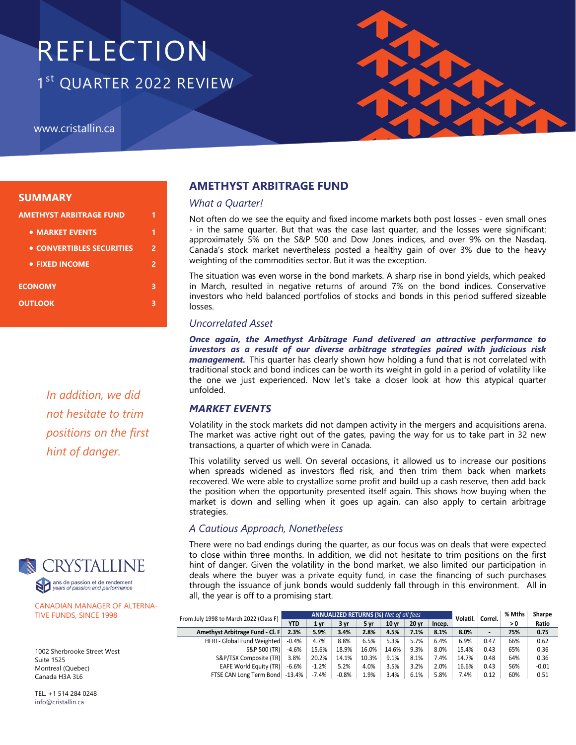# REFLECTION

## 1st QUARTER 2022 REVIEW

www.cristallin.ca

**SUMMARY**

- **AMETHYST ARBITRAGE FUND** 1
  - **MARKET EVENTS** 1
  - **CONVERTIBLES SECURITIES** 2
  - **FIXED INCOME** 2
- **ECONOMY** 3
- **OUTLOOK** 3

*In addition, we did not hesitate to trim positions on the first hint of danger.*

## AMETHYST ARBITRAGE FUND

### *What a Quarter!*

Not often do we see the equity and fixed income markets both post losses - even small ones - in the same quarter. But that was the case last quarter, and the losses were significant: approximately 5% on the S&P 500 and Dow Jones indices, and over 9% on the Nasdaq. Canada's stock market nevertheless posted a healthy gain of over 3% due to the heavy weighting of the commodities sector. But it was the exception.

The situation was even worse in the bond markets. A sharp rise in bond yields, which peaked in March, resulted in negative returns of around 7% on the bond indices. Conservative investors who held balanced portfolios of stocks and bonds in this period suffered sizeable losses.

### *Uncorrelated Asset*

***Once again, the Amethyst Arbitrage Fund delivered an attractive performance to investors as a result of our diverse arbitrage strategies paired with judicious risk management.*** This quarter has clearly shown how holding a fund that is not correlated with traditional stock and bond indices can be worth its weight in gold in a period of volatility like the one we just experienced. Now let's take a closer look at how this atypical quarter unfolded.

### *MARKET EVENTS*

Volatility in the stock markets did not dampen activity in the mergers and acquisitions arena. The market was active right out of the gates, paving the way for us to take part in 32 new transactions, a quarter of which were in Canada.

This volatility served us well. On several occasions, it allowed us to increase our positions when spreads widened as investors fled risk, and then trim them back when markets recovered. We were able to crystallize some profit and build up a cash reserve, then add back the position when the opportunity presented itself again. This shows how buying when the market is down and selling when it goes up again, can also apply to certain arbitrage strategies.

### *A Cautious Approach, Nonetheless*

There were no bad endings during the quarter, as our focus was on deals that were expected to close within three months. In addition, we did not hesitate to trim positions on the first hint of danger. Given the volatility in the bond market, we also limited our participation in deals where the buyer was a private equity fund, in case the financing of such purchases through the issuance of junk bonds would suddenly fall through in this environment. All in all, the year is off to a promising start.

| From July 1998 to March 2022 (Class F) | ANNUALIZED RETURNS (%) *Net of all fees* | | | | | | | Volatil. | Correl. | % Mths > 0 | Sharpe Ratio |
|---|---|---|---|---|---|---|---|---|---|---|---|
| | YTD | 1 yr | 3 yr | 5 yr | 10 yr | 20 yr | Incep. | | | | |
| **Amethyst Arbitrage Fund - Cl. F** | **2.3%** | **5.9%** | **3.4%** | **2.8%** | **4.5%** | **7.1%** | **8.1%** | **8.0%** | **-** | **75%** | **0.75** |
| HFRI - Global Fund Weighted | -0.4% | 4.7% | 8.8% | 6.5% | 5.3% | 5.7% | 6.4% | 6.9% | 0.47 | 66% | 0.62 |
| S&P 500 (TR) | -4.6% | 15.6% | 18.9% | 16.0% | 14.6% | 9.3% | 8.0% | 15.4% | 0.43 | 65% | 0.36 |
| S&P/TSX Composite (TR) | 3.8% | 20.2% | 14.1% | 10.3% | 9.1% | 8.1% | 7.4% | 14.7% | 0.48 | 64% | 0.36 |
| EAFE World Equity (TR) | -6.6% | -1.2% | 5.2% | 4.0% | 3.5% | 3.2% | 2.0% | 16.6% | 0.43 | 56% | -0.01 |
| FTSE CAN Long Term Bond | -13.4% | -7.4% | -0.8% | 1.9% | 3.4% | 6.1% | 5.8% | 7.4% | 0.12 | 60% | 0.51 |

CRYSTALLINE
ans de passion et de rendement
*years of passion and performance*

CANADIAN MANAGER OF ALTERNATIVE FUNDS, SINCE 1998

1002 Sherbrooke Street West
Suite 1525
Montreal (Quebec)
Canada H3A 3L6

TEL. +1 514 284 0248
info@cristallin.ca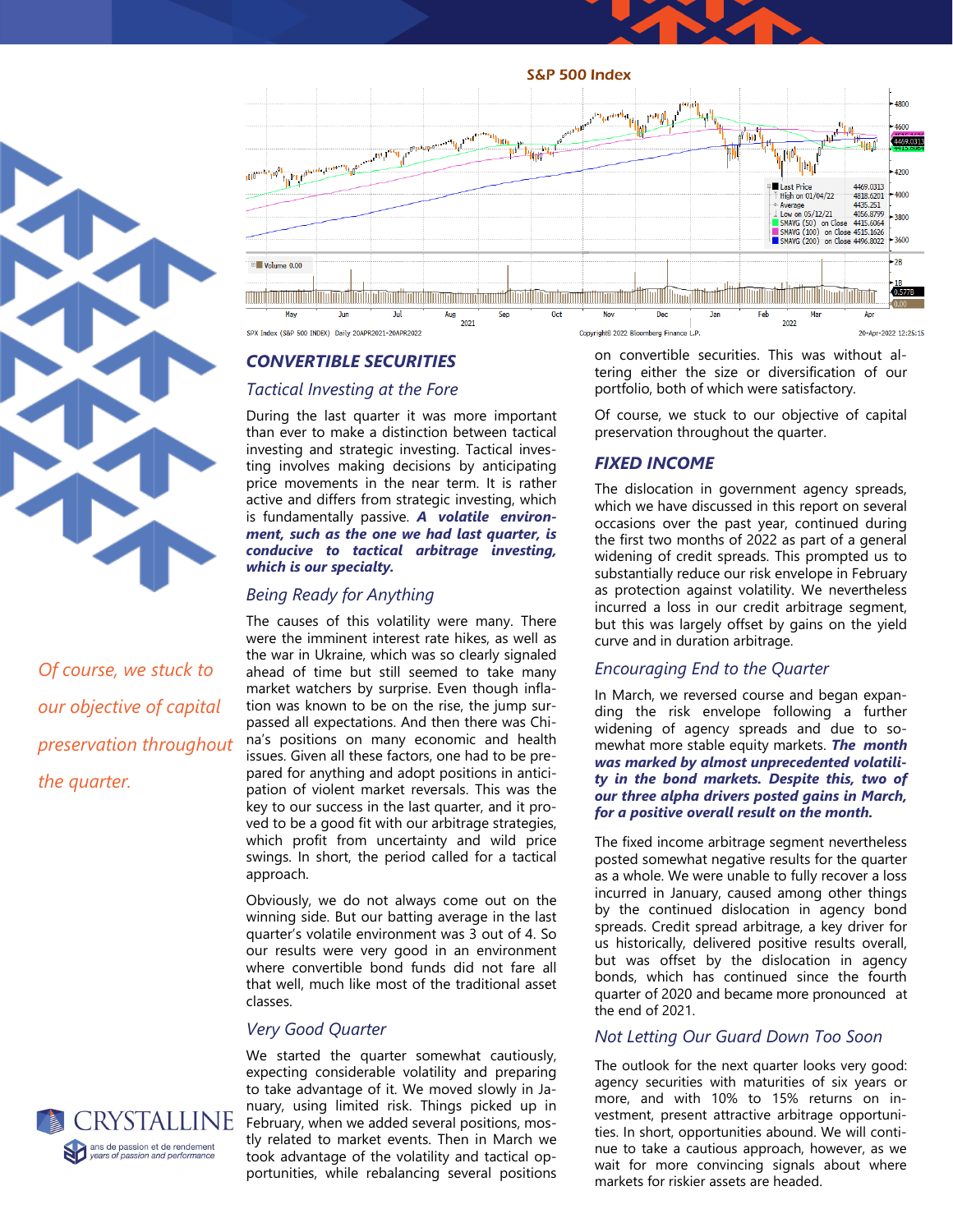S&P 500 Index

## CONVERTIBLE SECURITIES

### Tactical Investing at the Fore

During the last quarter it was more important than ever to make a distinction between tactical investing and strategic investing. Tactical investing involves making decisions by anticipating price movements in the near term. It is rather active and differs from strategic investing, which is fundamentally passive. ***A volatile environment, such as the one we had last quarter, is conducive to tactical arbitrage investing, which is our specialty.***

### Being Ready for Anything

The causes of this volatility were many. There were the imminent interest rate hikes, as well as the war in Ukraine, which was so clearly signaled ahead of time but still seemed to take many market watchers by surprise. Even though inflation was known to be on the rise, the jump surpassed all expectations. And then there was China's positions on many economic and health issues. Given all these factors, one had to be prepared for anything and adopt positions in anticipation of violent market reversals. This was the key to our success in the last quarter, and it proved to be a good fit with our arbitrage strategies, which profit from uncertainty and wild price swings. In short, the period called for a tactical approach.

Obviously, we do not always come out on the winning side. But our batting average in the last quarter's volatile environment was 3 out of 4. So our results were very good in an environment where convertible bond funds did not fare all that well, much like most of the traditional asset classes.

### Very Good Quarter

We started the quarter somewhat cautiously, expecting considerable volatility and preparing to take advantage of it. We moved slowly in January, using limited risk. Things picked up in February, when we added several positions, mostly related to market events. Then in March we took advantage of the volatility and tactical opportunities, while rebalancing several positions on convertible securities. This was without altering either the size or diversification of our portfolio, both of which were satisfactory.

Of course, we stuck to our objective of capital preservation throughout the quarter.

*Of course, we stuck to our objective of capital preservation throughout the quarter.*

## FIXED INCOME

The dislocation in government agency spreads, which we have discussed in this report on several occasions over the past year, continued during the first two months of 2022 as part of a general widening of credit spreads. This prompted us to substantially reduce our risk envelope in February as protection against volatility. We nevertheless incurred a loss in our credit arbitrage segment, but this was largely offset by gains on the yield curve and in duration arbitrage.

### Encouraging End to the Quarter

In March, we reversed course and began expanding the risk envelope following a further widening of agency spreads and due to somewhat more stable equity markets. ***The month was marked by almost unprecedented volatility in the bond markets. Despite this, two of our three alpha drivers posted gains in March, for a positive overall result on the month.***

The fixed income arbitrage segment nevertheless posted somewhat negative results for the quarter as a whole. We were unable to fully recover a loss incurred in January, caused among other things by the continued dislocation in agency bond spreads. Credit spread arbitrage, a key driver for us historically, delivered positive results overall, but was offset by the dislocation in agency bonds, which has continued since the fourth quarter of 2020 and became more pronounced at the end of 2021.

### Not Letting Our Guard Down Too Soon

The outlook for the next quarter looks very good: agency securities with maturities of six years or more, and with 10% to 15% returns on investment, present attractive arbitrage opportunities. In short, opportunities abound. We will continue to take a cautious approach, however, as we wait for more convincing signals about where markets for riskier assets are headed.

CRYSTALLINE
ans de passion et de rendement
years of passion and performance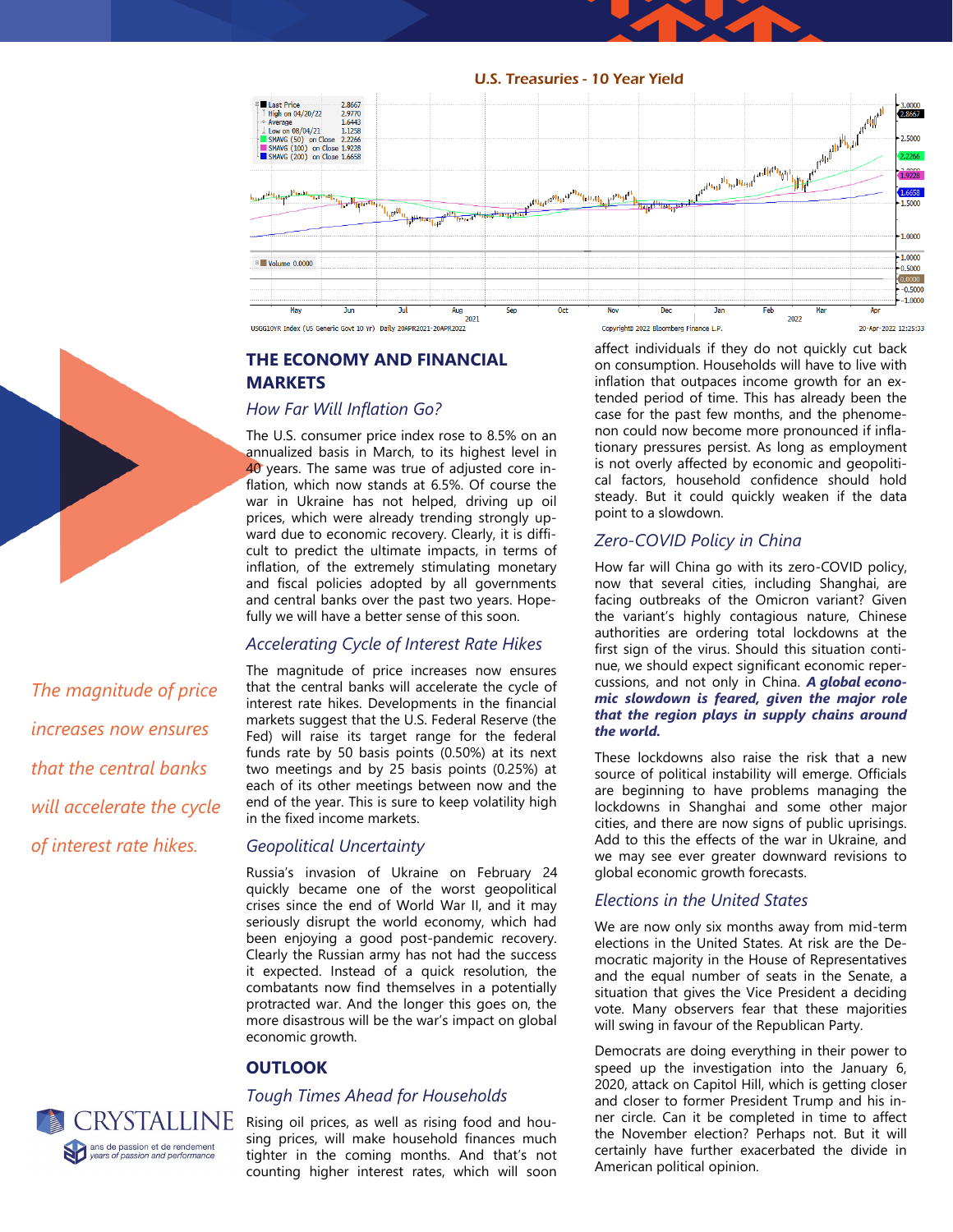U.S. Treasuries - 10 Year Yield

Last Price 2.8667
High on 04/20/22 2.9770
Average 1.6443
Low on 08/04/21 1.1258
SMAVG (50) on Close 2.2266
SMAVG (100) on Close 1.9228
SMAVG (200) on Close 1.6658

Volume 0.0000

3.0000
2.8667
2.5000
2.2266
1.9228
1.6658
1.5000
1.0000

1.0000
0.5000
0.0000
-0.5000
-1.0000

May Jun Jul Aug Sep Oct Nov Dec Jan Feb Mar Apr
2021 2022

USGG10YR Index (US Generic Govt 10 Yr) Daily 20APR2021-20APR2022

Copyright© 2022 Bloomberg Finance L.P.

20-Apr-2022 12:25:33

## THE ECONOMY AND FINANCIAL MARKETS

### *How Far Will Inflation Go?*

The U.S. consumer price index rose to 8.5% on an annualized basis in March, to its highest level in 40 years. The same was true of adjusted core inflation, which now stands at 6.5%. Of course the war in Ukraine has not helped, driving up oil prices, which were already trending strongly upward due to economic recovery. Clearly, it is difficult to predict the ultimate impacts, in terms of inflation, of the extremely stimulating monetary and fiscal policies adopted by all governments and central banks over the past two years. Hopefully we will have a better sense of this soon.

### *Accelerating Cycle of Interest Rate Hikes*

The magnitude of price increases now ensures that the central banks will accelerate the cycle of interest rate hikes. Developments in the financial markets suggest that the U.S. Federal Reserve (the Fed) will raise its target range for the federal funds rate by 50 basis points (0.50%) at its next two meetings and by 25 basis points (0.25%) at each of its other meetings between now and the end of the year. This is sure to keep volatility high in the fixed income markets.

*The magnitude of price increases now ensures that the central banks will accelerate the cycle of interest rate hikes.*

### *Geopolitical Uncertainty*

Russia's invasion of Ukraine on February 24 quickly became one of the worst geopolitical crises since the end of World War II, and it may seriously disrupt the world economy, which had been enjoying a good post-pandemic recovery. Clearly the Russian army has not had the success it expected. Instead of a quick resolution, the combatants now find themselves in a potentially protracted war. And the longer this goes on, the more disastrous will be the war's impact on global economic growth.

## OUTLOOK

### *Tough Times Ahead for Households*

Rising oil prices, as well as rising food and housing prices, will make household finances much tighter in the coming months. And that's not counting higher interest rates, which will soon affect individuals if they do not quickly cut back on consumption. Households will have to live with inflation that outpaces income growth for an extended period of time. This has already been the case for the past few months, and the phenomenon could now become more pronounced if inflationary pressures persist. As long as employment is not overly affected by economic and geopolitical factors, household confidence should hold steady. But it could quickly weaken if the data point to a slowdown.

### *Zero-COVID Policy in China*

How far will China go with its zero-COVID policy, now that several cities, including Shanghai, are facing outbreaks of the Omicron variant? Given the variant's highly contagious nature, Chinese authorities are ordering total lockdowns at the first sign of the virus. Should this situation continue, we should expect significant economic repercussions, and not only in China. ***A global economic slowdown is feared, given the major role that the region plays in supply chains around the world.***

These lockdowns also raise the risk that a new source of political instability will emerge. Officials are beginning to have problems managing the lockdowns in Shanghai and some other major cities, and there are now signs of public uprisings. Add to this the effects of the war in Ukraine, and we may see ever greater downward revisions to global economic growth forecasts.

### *Elections in the United States*

We are now only six months away from mid-term elections in the United States. At risk are the Democratic majority in the House of Representatives and the equal number of seats in the Senate, a situation that gives the Vice President a deciding vote. Many observers fear that these majorities will swing in favour of the Republican Party.

Democrats are doing everything in their power to speed up the investigation into the January 6, 2020, attack on Capitol Hill, which is getting closer and closer to former President Trump and his inner circle. Can it be completed in time to affect the November election? Perhaps not. But it will certainly have further exacerbated the divide in American political opinion.

CRYSTALLINE
ans de passion et de rendement
years of passion and performance